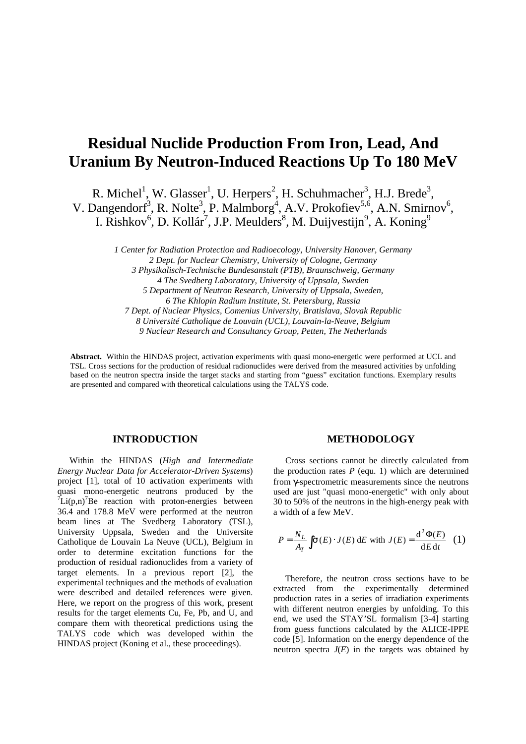# Residual Nuclide Production From Iron, Lead, And Uranium By Neutron-Induced Reactions Up To 180 MeV

R. Michel[1], W. Glasser[1], U. Herpers[2], H. Schuhmacher[3], H.J. Brede[3], V. Dangendorf[3], R. Nolte[3], P. Malmborg[4], A.V. Prokofiev[5,6], A.N. Smirnov[6], I. Rishkov[6], D. Kollár[7], J.P. Meulders[8], M. Duijvestijn[9], A. Koning[9]

*1 Center for Radiation Protection and Radioecology, University Hanover, Germany*
*2 Dept. for Nuclear Chemistry, University of Cologne, Germany*
*3 Physikalisch-Technische Bundesanstalt (PTB), Braunschweig, Germany*
*4 The Svedberg Laboratory, University of Uppsala, Sweden*
*5 Department of Neutron Research, University of Uppsala, Sweden,*
*6 The Khlopin Radium Institute, St. Petersburg, Russia*
*7 Dept. of Nuclear Physics, Comenius University, Bratislava, Slovak Republic*
*8 Université Catholique de Louvain (UCL), Louvain-la-Neuve, Belgium*
*9 Nuclear Research and Consultancy Group, Petten, The Netherlands*

**Abstract.** Within the HINDAS project, activation experiments with quasi mono-energetic were performed at UCL and TSL. Cross sections for the production of residual radionuclides were derived from the measured activities by unfolding based on the neutron spectra inside the target stacks and starting from "guess" excitation functions. Exemplary results are presented and compared with theoretical calculations using the TALYS code.

## INTRODUCTION

Within the HINDAS (*High and Intermediate Energy Nuclear Data for Accelerator-Driven Systems*) project [1], total of 10 activation experiments with quasi mono-energetic neutrons produced by the $^{7}$Li(p,n)$^{7}$Be reaction with proton-energies between 36.4 and 178.8 MeV were performed at the neutron beam lines at The Svedberg Laboratory (TSL), University Uppsala, Sweden and the Universite Catholique de Louvain La Neuve (UCL), Belgium in order to determine excitation functions for the production of residual radionuclides from a variety of target elements. In a previous report [2], the experimental techniques and the methods of evaluation were described and detailed references were given. Here, we report on the progress of this work, present results for the target elements Cu, Fe, Pb, and U, and compare them with theoretical predictions using the TALYS code which was developed within the HINDAS project (Koning et al., these proceedings).

## METHODOLOGY

Cross sections cannot be directly calculated from the production rates *P* (equ. 1) which are determined from γ-spectrometric measurements since the neutrons used are just "quasi mono-energetic" with only about 30 to 50% of the neutrons in the high-energy peak with a width of a few MeV.

$$P = \frac{N_L}{A_T} \int \sigma(E) \cdot J(E)\, \mathrm{d}E \text{ with } J(E) = \frac{\mathrm{d}^2 \Phi(E)}{\mathrm{d}E\, \mathrm{d}t} \quad (1)$$

Therefore, the neutron cross sections have to be extracted from the experimentally determined production rates in a series of irradiation experiments with different neutron energies by unfolding. To this end, we used the STAY'SL formalism [3-4] starting from guess functions calculated by the ALICE-IPPE code [5]. Information on the energy dependence of the neutron spectra *J*(*E*) in the targets was obtained by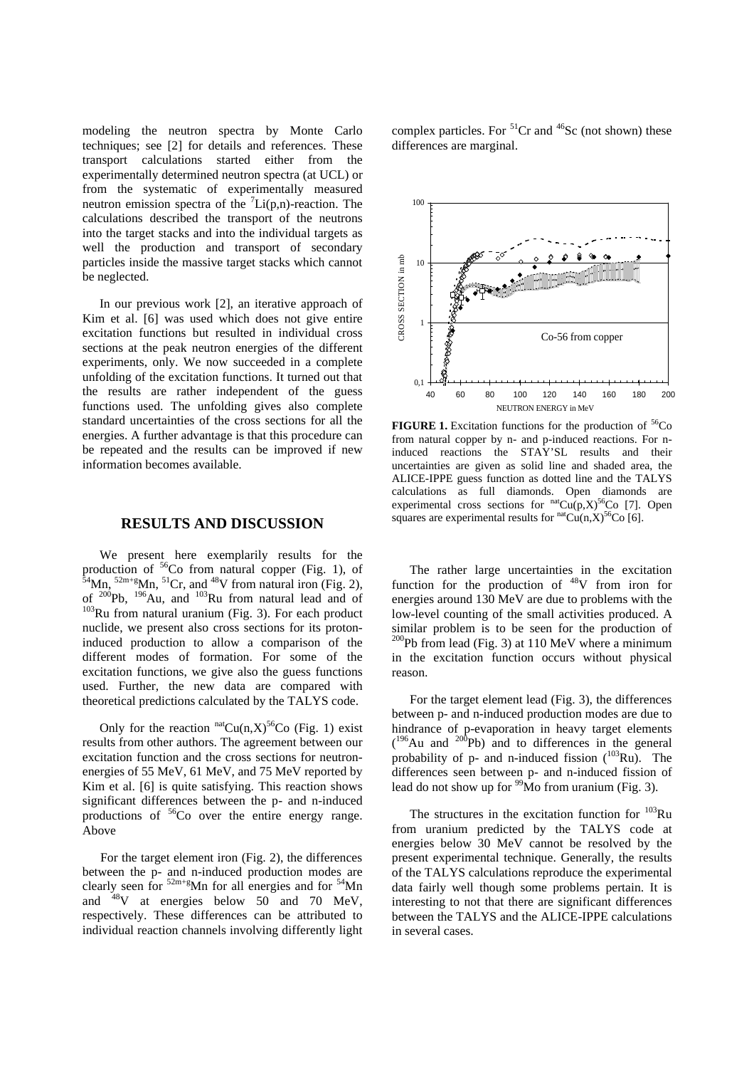modeling the neutron spectra by Monte Carlo techniques; see [2] for details and references. These transport calculations started either from the experimentally determined neutron spectra (at UCL) or from the systematic of experimentally measured neutron emission spectra of the $^{7}Li(p,n)$-reaction. The calculations described the transport of the neutrons into the target stacks and into the individual targets as well the production and transport of secondary particles inside the massive target stacks which cannot be neglected.

In our previous work [2], an iterative approach of Kim et al. [6] was used which does not give entire excitation functions but resulted in individual cross sections at the peak neutron energies of the different experiments, only. We now succeeded in a complete unfolding of the excitation functions. It turned out that the results are rather independent of the guess functions used. The unfolding gives also complete standard uncertainties of the cross sections for all the energies. A further advantage is that this procedure can be repeated and the results can be improved if new information becomes available.

## RESULTS AND DISCUSSION

We present here exemplarily results for the production of $^{56}$Co from natural copper (Fig. 1), of $^{54}$Mn, $^{52m+g}$Mn, $^{51}$Cr, and $^{48}$V from natural iron (Fig. 2), of $^{200}$Pb, $^{196}$Au, and $^{103}$Ru from natural lead and of $^{103}$Ru from natural uranium (Fig. 3). For each product nuclide, we present also cross sections for its proton-induced production to allow a comparison of the different modes of formation. For some of the excitation functions, we give also the guess functions used. Further, the new data are compared with theoretical predictions calculated by the TALYS code.

Only for the reaction $^{nat}Cu(n,X)^{56}Co$ (Fig. 1) exist results from other authors. The agreement between our excitation function and the cross sections for neutron-energies of 55 MeV, 61 MeV, and 75 MeV reported by Kim et al. [6] is quite satisfying. This reaction shows significant differences between the p- and n-induced productions of $^{56}$Co over the entire energy range. Above

For the target element iron (Fig. 2), the differences between the p- and n-induced production modes are clearly seen for $^{52m+g}$Mn for all energies and for $^{54}$Mn and $^{48}$V at energies below 50 and 70 MeV, respectively. These differences can be attributed to individual reaction channels involving differently light complex particles. For $^{51}$Cr and $^{46}$Sc (not shown) these differences are marginal.

**FIGURE 1.** Excitation functions for the production of $^{56}$Co from natural copper by n- and p-induced reactions. For n-induced reactions the STAY'SL results and their uncertainties are given as solid line and shaded area, the ALICE-IPPE guess function as dotted line and the TALYS calculations as full diamonds. Open diamonds are experimental cross sections for $^{nat}Cu(p,X)^{56}Co$ [7]. Open squares are experimental results for $^{nat}Cu(n,X)^{56}Co$ [6].

The rather large uncertainties in the excitation function for the production of $^{48}$V from iron for energies around 130 MeV are due to problems with the low-level counting of the small activities produced. A similar problem is to be seen for the production of $^{200}$Pb from lead (Fig. 3) at 110 MeV where a minimum in the excitation function occurs without physical reason.

For the target element lead (Fig. 3), the differences between p- and n-induced production modes are due to hindrance of p-evaporation in heavy target elements ($^{196}$Au and $^{200}$Pb) and to differences in the general probability of p- and n-induced fission ($^{103}$Ru). The differences seen between p- and n-induced fission of lead do not show up for $^{99}$Mo from uranium (Fig. 3).

The structures in the excitation function for $^{103}$Ru from uranium predicted by the TALYS code at energies below 30 MeV cannot be resolved by the present experimental technique. Generally, the results of the TALYS calculations reproduce the experimental data fairly well though some problems pertain. It is interesting to not that there are significant differences between the TALYS and the ALICE-IPPE calculations in several cases.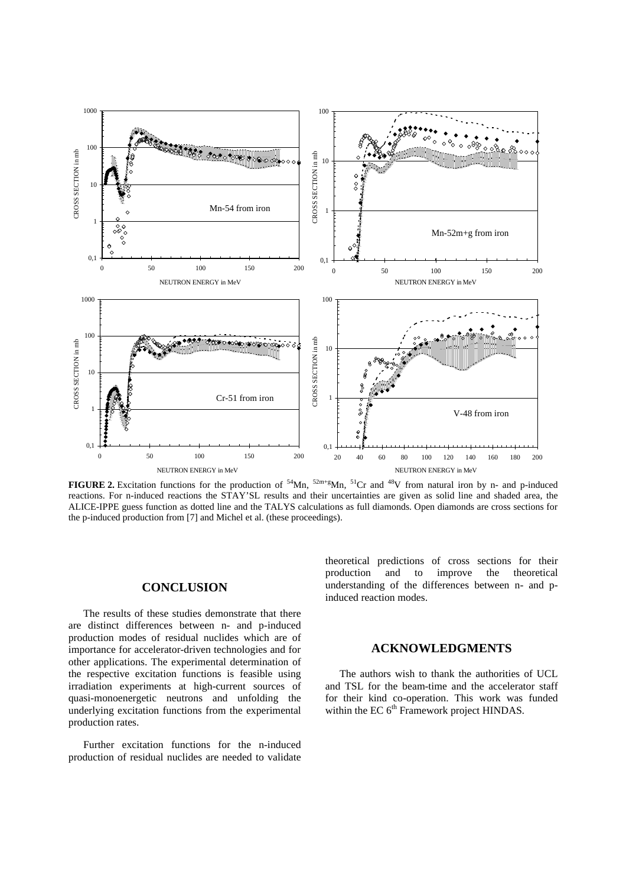**FIGURE 2.** Excitation functions for the production of $^{54}$Mn, $^{52m+g}$Mn, $^{51}$Cr and $^{48}$V from natural iron by n- and p-induced reactions. For n-induced reactions the STAY'SL results and their uncertainties are given as solid line and shaded area, the ALICE-IPPE guess function as dotted line and the TALYS calculations as full diamonds. Open diamonds are cross sections for the p-induced production from [7] and Michel et al. (these proceedings).

## CONCLUSION

The results of these studies demonstrate that there are distinct differences between n- and p-induced production modes of residual nuclides which are of importance for accelerator-driven technologies and for other applications. The experimental determination of the respective excitation functions is feasible using irradiation experiments at high-current sources of quasi-monoenergetic neutrons and unfolding the underlying excitation functions from the experimental production rates.

Further excitation functions for the n-induced production of residual nuclides are needed to validate theoretical predictions of cross sections for their production and to improve the theoretical understanding of the differences between n- and p-induced reaction modes.

## ACKNOWLEDGMENTS

The authors wish to thank the authorities of UCL and TSL for the beam-time and the accelerator staff for their kind co-operation. This work was funded within the EC 6th Framework project HINDAS.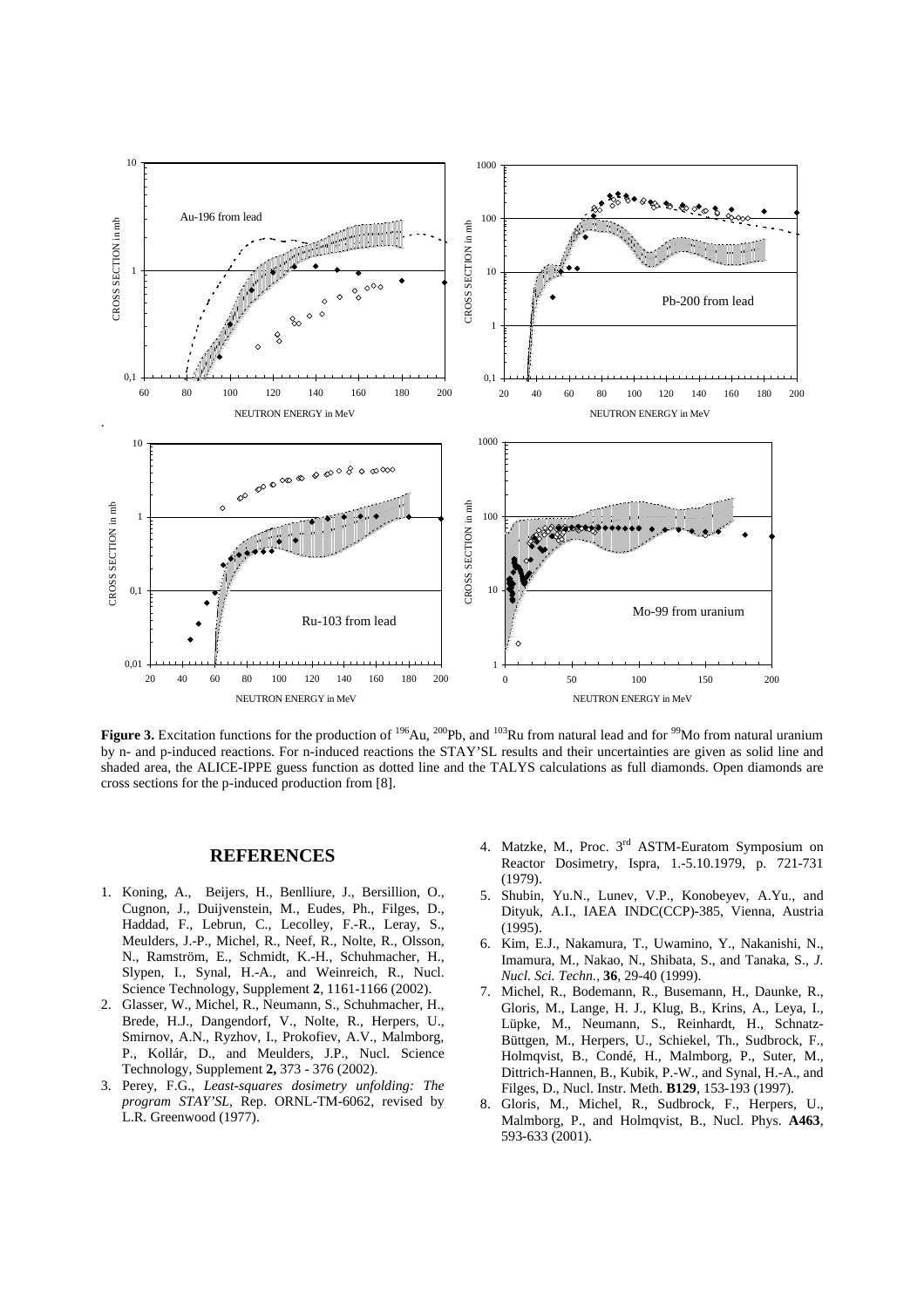Au-196 from lead

CROSS SECTION in mb

NEUTRON ENERGY in MeV

10
1
0,1

60 80 100 120 140 160 180 200

Pb-200 from lead

CROSS SECTION in mb

NEUTRON ENERGY in MeV

1000
100
10
1
0,1

20 40 60 80 100 120 140 160 180 200

Ru-103 from lead

CROSS SECTION in mb

NEUTRON ENERGY in MeV

10
1
0,1
0,01

20 40 60 80 100 120 140 160 180 200

Mo-99 from uranium

CROSS SECTION in mb

NEUTRON ENERGY in MeV

1000
100
10
1

0 50 100 150 200

**Figure 3.** Excitation functions for the production of $^{196}$Au, $^{200}$Pb, and $^{103}$Ru from natural lead and for $^{99}$Mo from natural uranium by n- and p-induced reactions. For n-induced reactions the STAY'SL results and their uncertainties are given as solid line and shaded area, the ALICE-IPPE guess function as dotted line and the TALYS calculations as full diamonds. Open diamonds are cross sections for the p-induced production from [8].

## REFERENCES

1. Koning, A., Beijers, H., Benlliure, J., Bersillion, O., Cugnon, J., Duijvenstein, M., Eudes, Ph., Filges, D., Haddad, F., Lebrun, C., Lecolley, F.-R., Leray, S., Meulders, J.-P., Michel, R., Neef, R., Nolte, R., Olsson, N., Ramström, E., Schmidt, K.-H., Schuhmacher, H., Slypen, I., Synal, H.-A., and Weinreich, R., Nucl. Science Technology, Supplement **2**, 1161-1166 (2002).
2. Glasser, W., Michel, R., Neumann, S., Schuhmacher, H., Brede, H.J., Dangendorf, V., Nolte, R., Herpers, U., Smirnov, A.N., Ryzhov, I., Prokofiev, A.V., Malmborg, P., Kollár, D., and Meulders, J.P., Nucl. Science Technology, Supplement **2,** 373 - 376 (2002).
3. Perey, F.G., *Least-squares dosimetry unfolding: The program STAY'SL*, Rep. ORNL-TM-6062, revised by L.R. Greenwood (1977).
4. Matzke, M., Proc. 3rd ASTM-Euratom Symposium on Reactor Dosimetry, Ispra, 1.-5.10.1979, p. 721-731 (1979).
5. Shubin, Yu.N., Lunev, V.P., Konobeyev, A.Yu., and Dityuk, A.I., IAEA INDC(CCP)-385, Vienna, Austria (1995).
6. Kim, E.J., Nakamura, T., Uwamino, Y., Nakanishi, N., Imamura, M., Nakao, N., Shibata, S., and Tanaka, S., *J. Nucl. Sci. Techn.*, **36**, 29-40 (1999).
7. Michel, R., Bodemann, R., Busemann, H., Daunke, R., Gloris, M., Lange, H. J., Klug, B., Krins, A., Leya, I., Lüpke, M., Neumann, S., Reinhardt, H., Schnatz-Büttgen, M., Herpers, U., Schiekel, Th., Sudbrock, F., Holmqvist, B., Condé, H., Malmborg, P., Suter, M., Dittrich-Hannen, B., Kubik, P.-W., and Synal, H.-A., and Filges, D., Nucl. Instr. Meth. **B129**, 153-193 (1997).
8. Gloris, M., Michel, R., Sudbrock, F., Herpers, U., Malmborg, P., and Holmqvist, B., Nucl. Phys. **A463**, 593-633 (2001).